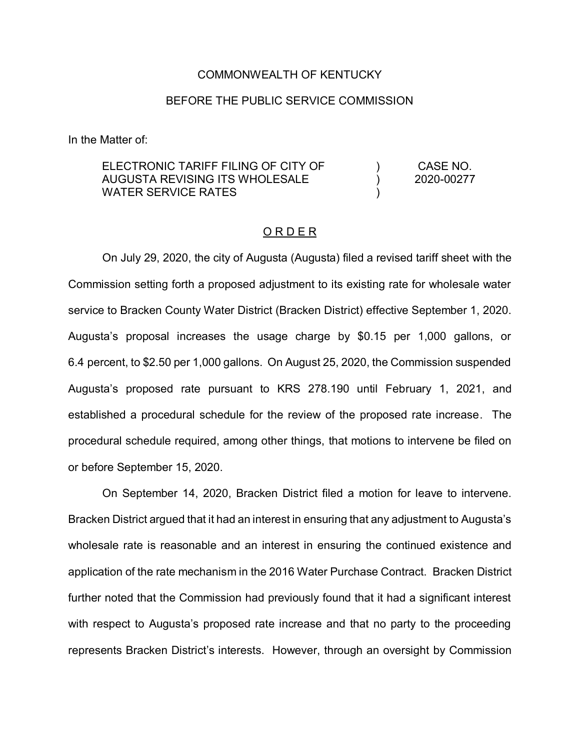COMMONWEALTH OF KENTUCKY

BEFORE THE PUBLIC SERVICE COMMISSION

In the Matter of:

| | | |
|---|---|---|
| ELECTRONIC TARIFF FILING OF CITY OF AUGUSTA REVISING ITS WHOLESALE WATER SERVICE RATES | ) ) ) | CASE NO. 2020-00277 |

O R D E R

On July 29, 2020, the city of Augusta (Augusta) filed a revised tariff sheet with the Commission setting forth a proposed adjustment to its existing rate for wholesale water service to Bracken County Water District (Bracken District) effective September 1, 2020. Augusta's proposal increases the usage charge by $0.15 per 1,000 gallons, or 6.4 percent, to $2.50 per 1,000 gallons. On August 25, 2020, the Commission suspended Augusta's proposed rate pursuant to KRS 278.190 until February 1, 2021, and established a procedural schedule for the review of the proposed rate increase. The procedural schedule required, among other things, that motions to intervene be filed on or before September 15, 2020.

On September 14, 2020, Bracken District filed a motion for leave to intervene. Bracken District argued that it had an interest in ensuring that any adjustment to Augusta's wholesale rate is reasonable and an interest in ensuring the continued existence and application of the rate mechanism in the 2016 Water Purchase Contract. Bracken District further noted that the Commission had previously found that it had a significant interest with respect to Augusta's proposed rate increase and that no party to the proceeding represents Bracken District's interests. However, through an oversight by Commission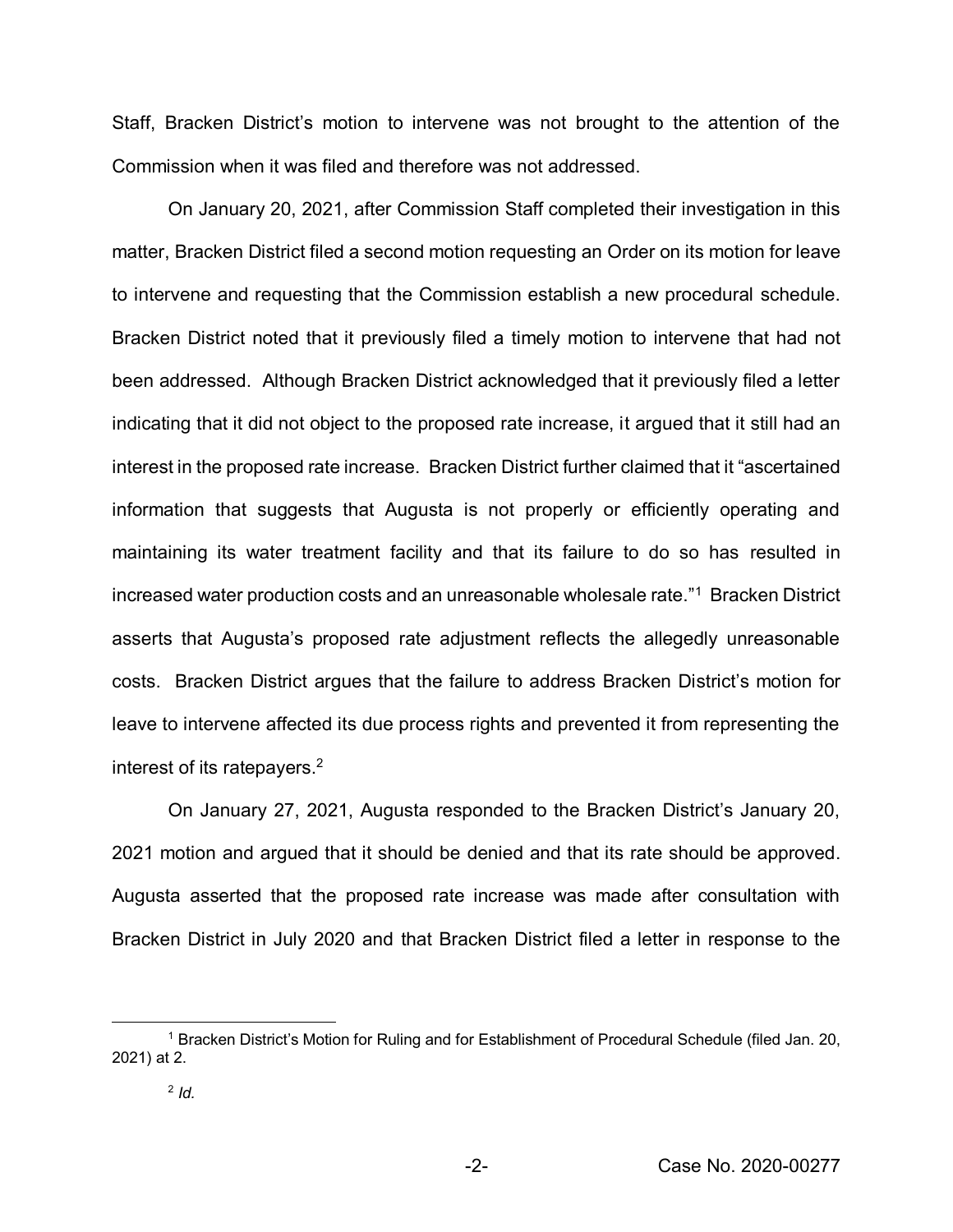Staff, Bracken District's motion to intervene was not brought to the attention of the Commission when it was filed and therefore was not addressed.

On January 20, 2021, after Commission Staff completed their investigation in this matter, Bracken District filed a second motion requesting an Order on its motion for leave to intervene and requesting that the Commission establish a new procedural schedule. Bracken District noted that it previously filed a timely motion to intervene that had not been addressed. Although Bracken District acknowledged that it previously filed a letter indicating that it did not object to the proposed rate increase, it argued that it still had an interest in the proposed rate increase. Bracken District further claimed that it "ascertained information that suggests that Augusta is not properly or efficiently operating and maintaining its water treatment facility and that its failure to do so has resulted in increased water production costs and an unreasonable wholesale rate."[1] Bracken District asserts that Augusta's proposed rate adjustment reflects the allegedly unreasonable costs. Bracken District argues that the failure to address Bracken District's motion for leave to intervene affected its due process rights and prevented it from representing the interest of its ratepayers.[2]

On January 27, 2021, Augusta responded to the Bracken District's January 20, 2021 motion and argued that it should be denied and that its rate should be approved. Augusta asserted that the proposed rate increase was made after consultation with Bracken District in July 2020 and that Bracken District filed a letter in response to the

---

[1] Bracken District's Motion for Ruling and for Establishment of Procedural Schedule (filed Jan. 20, 2021) at 2.

[2] *Id.*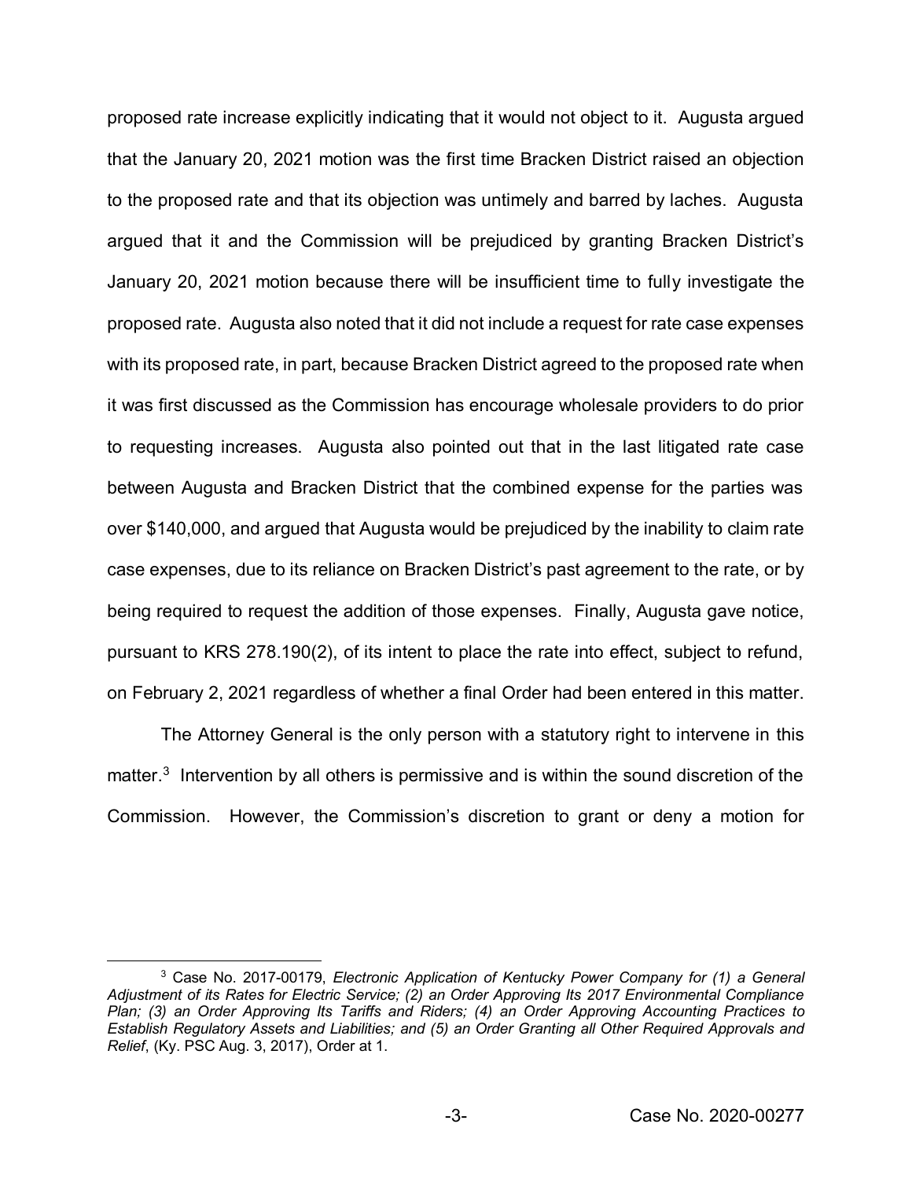proposed rate increase explicitly indicating that it would not object to it. Augusta argued that the January 20, 2021 motion was the first time Bracken District raised an objection to the proposed rate and that its objection was untimely and barred by laches. Augusta argued that it and the Commission will be prejudiced by granting Bracken District's January 20, 2021 motion because there will be insufficient time to fully investigate the proposed rate. Augusta also noted that it did not include a request for rate case expenses with its proposed rate, in part, because Bracken District agreed to the proposed rate when it was first discussed as the Commission has encourage wholesale providers to do prior to requesting increases. Augusta also pointed out that in the last litigated rate case between Augusta and Bracken District that the combined expense for the parties was over $140,000, and argued that Augusta would be prejudiced by the inability to claim rate case expenses, due to its reliance on Bracken District's past agreement to the rate, or by being required to request the addition of those expenses. Finally, Augusta gave notice, pursuant to KRS 278.190(2), of its intent to place the rate into effect, subject to refund, on February 2, 2021 regardless of whether a final Order had been entered in this matter.

The Attorney General is the only person with a statutory right to intervene in this matter.[3] Intervention by all others is permissive and is within the sound discretion of the Commission. However, the Commission's discretion to grant or deny a motion for

---

[3] Case No. 2017-00179, *Electronic Application of Kentucky Power Company for (1) a General Adjustment of its Rates for Electric Service; (2) an Order Approving Its 2017 Environmental Compliance Plan; (3) an Order Approving Its Tariffs and Riders; (4) an Order Approving Accounting Practices to Establish Regulatory Assets and Liabilities; and (5) an Order Granting all Other Required Approvals and Relief*, (Ky. PSC Aug. 3, 2017), Order at 1.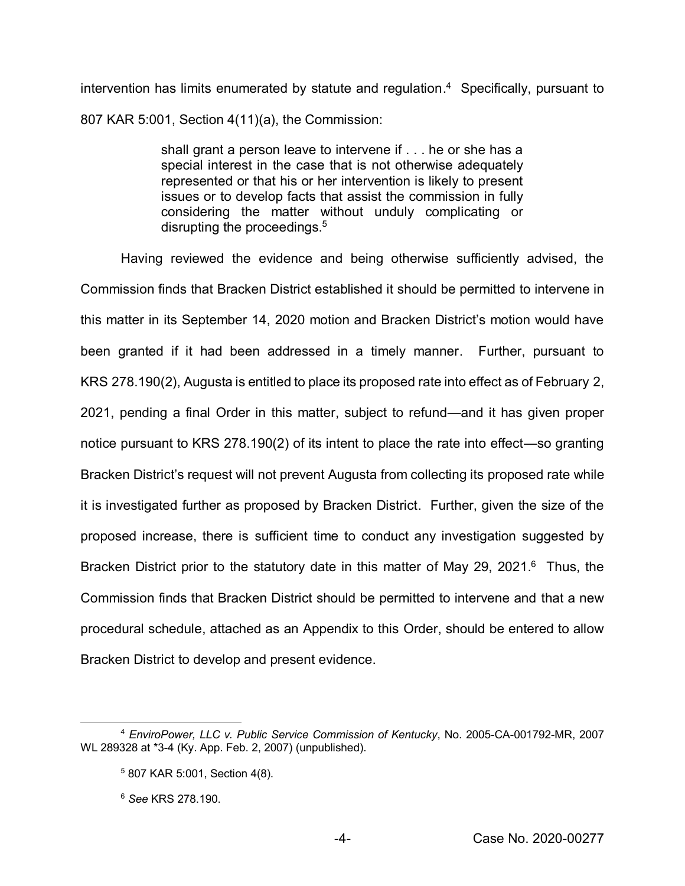intervention has limits enumerated by statute and regulation.[4] Specifically, pursuant to 807 KAR 5:001, Section 4(11)(a), the Commission:

> shall grant a person leave to intervene if . . . he or she has a special interest in the case that is not otherwise adequately represented or that his or her intervention is likely to present issues or to develop facts that assist the commission in fully considering the matter without unduly complicating or disrupting the proceedings.[5]

Having reviewed the evidence and being otherwise sufficiently advised, the Commission finds that Bracken District established it should be permitted to intervene in this matter in its September 14, 2020 motion and Bracken District's motion would have been granted if it had been addressed in a timely manner. Further, pursuant to KRS 278.190(2), Augusta is entitled to place its proposed rate into effect as of February 2, 2021, pending a final Order in this matter, subject to refund—and it has given proper notice pursuant to KRS 278.190(2) of its intent to place the rate into effect—so granting Bracken District's request will not prevent Augusta from collecting its proposed rate while it is investigated further as proposed by Bracken District. Further, given the size of the proposed increase, there is sufficient time to conduct any investigation suggested by Bracken District prior to the statutory date in this matter of May 29, 2021.[6] Thus, the Commission finds that Bracken District should be permitted to intervene and that a new procedural schedule, attached as an Appendix to this Order, should be entered to allow Bracken District to develop and present evidence.

---

[4] *EnviroPower, LLC v. Public Service Commission of Kentucky*, No. 2005-CA-001792-MR, 2007 WL 289328 at *3-4 (Ky. App. Feb. 2, 2007) (unpublished).

[5] 807 KAR 5:001, Section 4(8).

[6] *See* KRS 278.190.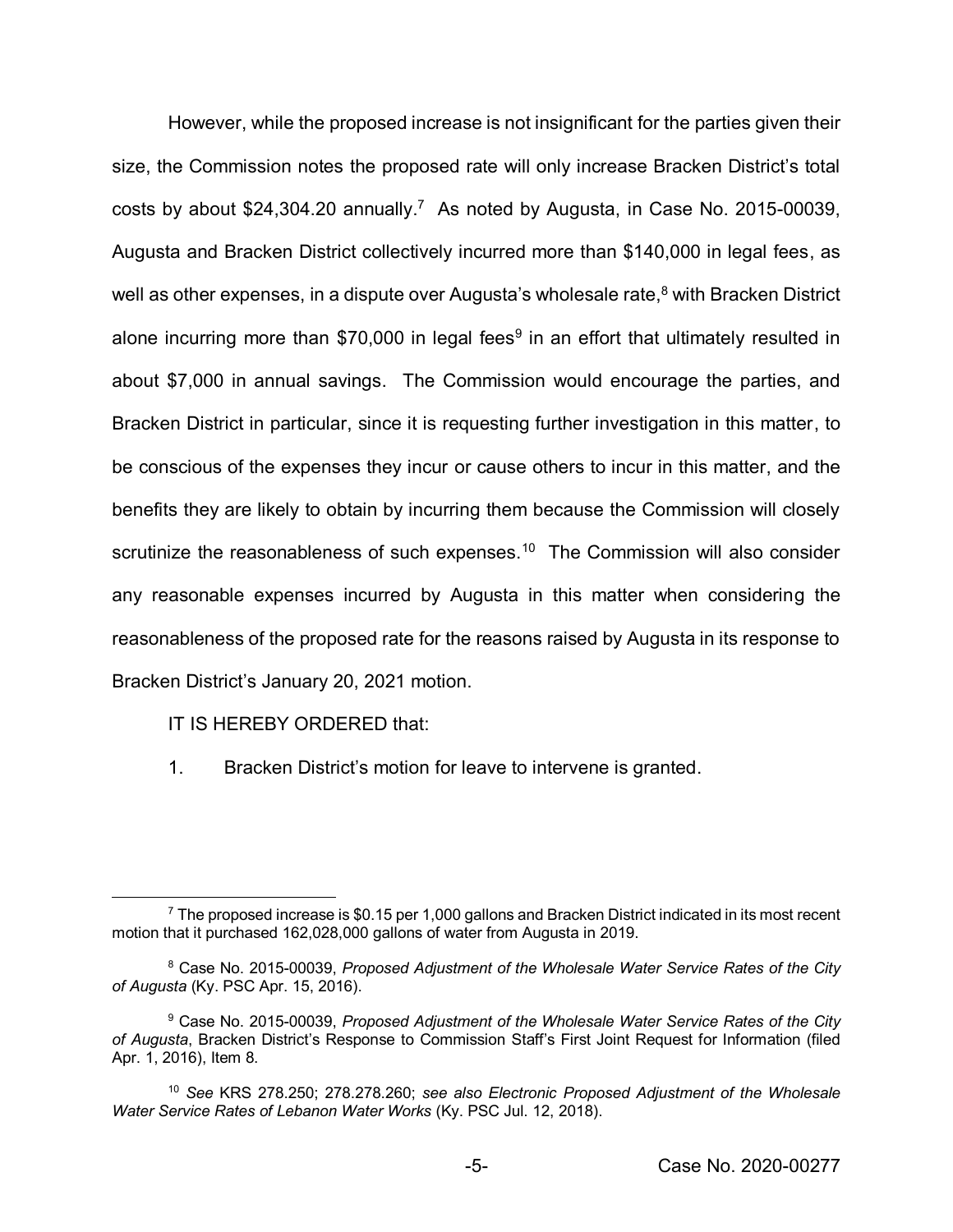However, while the proposed increase is not insignificant for the parties given their size, the Commission notes the proposed rate will only increase Bracken District's total costs by about $24,304.20 annually.[7] As noted by Augusta, in Case No. 2015-00039, Augusta and Bracken District collectively incurred more than $140,000 in legal fees, as well as other expenses, in a dispute over Augusta's wholesale rate,[8] with Bracken District alone incurring more than $70,000 in legal fees[9] in an effort that ultimately resulted in about $7,000 in annual savings. The Commission would encourage the parties, and Bracken District in particular, since it is requesting further investigation in this matter, to be conscious of the expenses they incur or cause others to incur in this matter, and the benefits they are likely to obtain by incurring them because the Commission will closely scrutinize the reasonableness of such expenses.[10] The Commission will also consider any reasonable expenses incurred by Augusta in this matter when considering the reasonableness of the proposed rate for the reasons raised by Augusta in its response to Bracken District's January 20, 2021 motion.

IT IS HEREBY ORDERED that:

1. Bracken District's motion for leave to intervene is granted.

---

[7] The proposed increase is $0.15 per 1,000 gallons and Bracken District indicated in its most recent motion that it purchased 162,028,000 gallons of water from Augusta in 2019.

[8] Case No. 2015-00039, *Proposed Adjustment of the Wholesale Water Service Rates of the City of Augusta* (Ky. PSC Apr. 15, 2016).

[9] Case No. 2015-00039, *Proposed Adjustment of the Wholesale Water Service Rates of the City of Augusta*, Bracken District's Response to Commission Staff's First Joint Request for Information (filed Apr. 1, 2016), Item 8.

[10] *See* KRS 278.250; 278.278.260; *see also Electronic Proposed Adjustment of the Wholesale Water Service Rates of Lebanon Water Works* (Ky. PSC Jul. 12, 2018).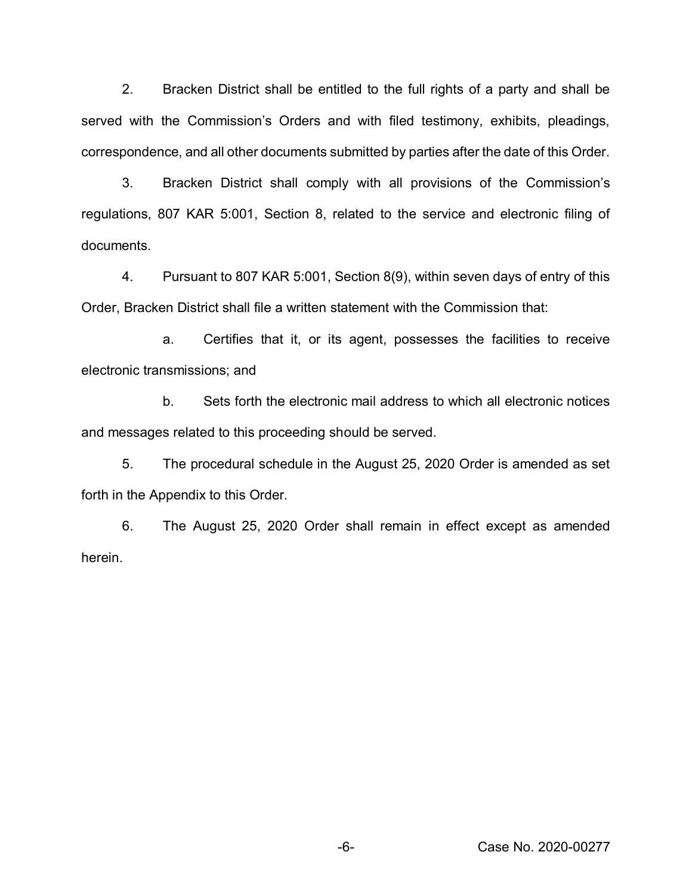2. Bracken District shall be entitled to the full rights of a party and shall be served with the Commission's Orders and with filed testimony, exhibits, pleadings, correspondence, and all other documents submitted by parties after the date of this Order.

3. Bracken District shall comply with all provisions of the Commission's regulations, 807 KAR 5:001, Section 8, related to the service and electronic filing of documents.

4. Pursuant to 807 KAR 5:001, Section 8(9), within seven days of entry of this Order, Bracken District shall file a written statement with the Commission that:

   a. Certifies that it, or its agent, possesses the facilities to receive electronic transmissions; and

   b. Sets forth the electronic mail address to which all electronic notices and messages related to this proceeding should be served.

5. The procedural schedule in the August 25, 2020 Order is amended as set forth in the Appendix to this Order.

6. The August 25, 2020 Order shall remain in effect except as amended herein.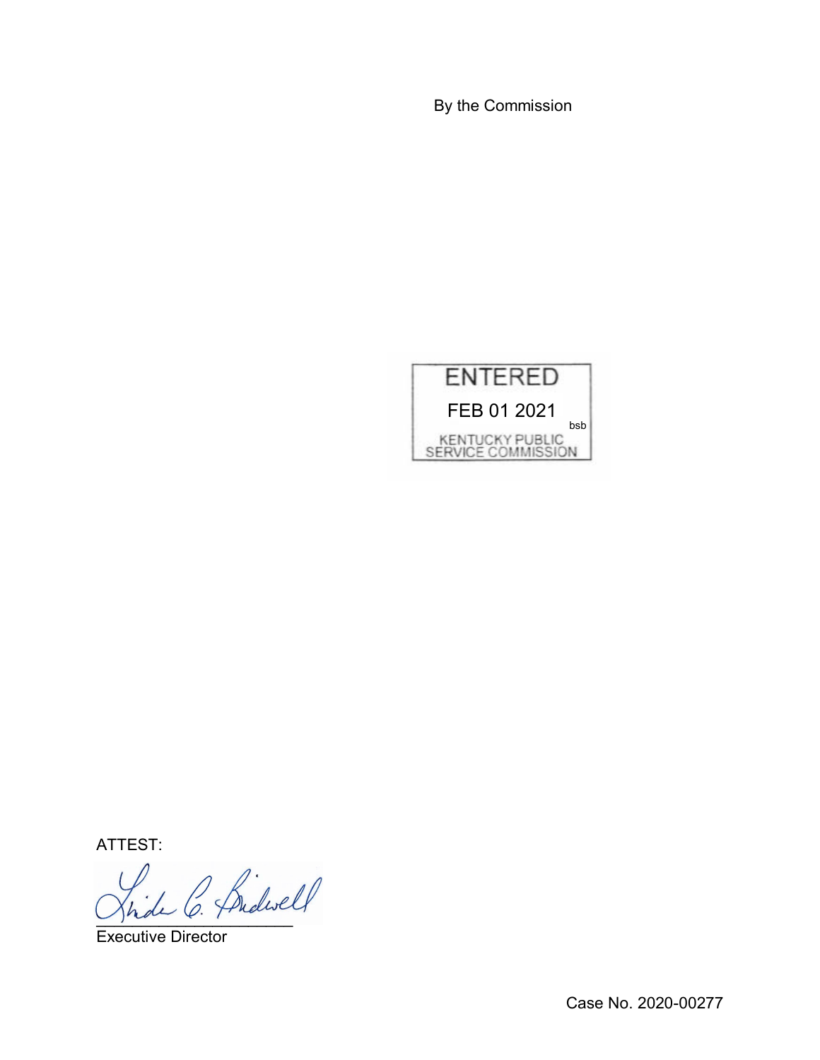By the Commission

ENTERED

FEB 01 2021

bsb

KENTUCKY PUBLIC SERVICE COMMISSION

ATTEST:

Executive Director

Case No. 2020-00277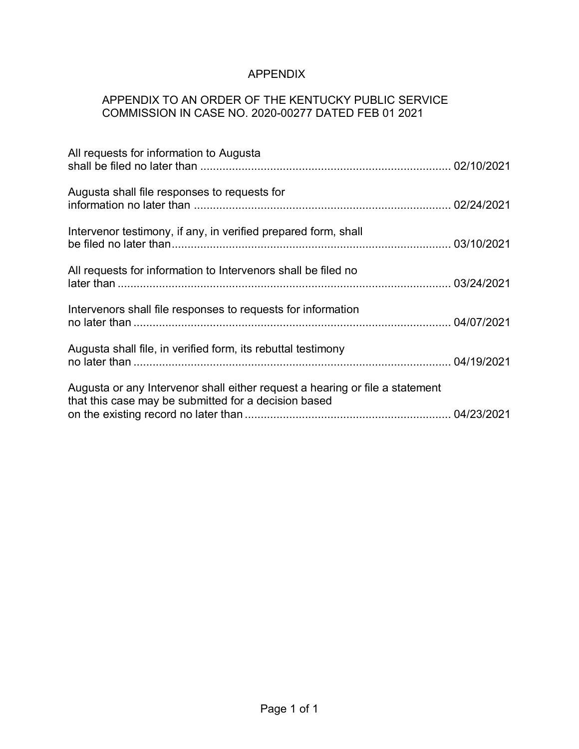# APPENDIX

## APPENDIX TO AN ORDER OF THE KENTUCKY PUBLIC SERVICE COMMISSION IN CASE NO. 2020-00277 DATED FEB 01 2021

All requests for information to Augusta shall be filed no later than .............................................................................. 02/10/2021

Augusta shall file responses to requests for information no later than ................................................................................ 02/24/2021

Intervenor testimony, if any, in verified prepared form, shall be filed no later than....................................................................................... 03/10/2021

All requests for information to Intervenors shall be filed no later than ......................................................................................................... 03/24/2021

Intervenors shall file responses to requests for information no later than ..................................................................................................... 04/07/2021

Augusta shall file, in verified form, its rebuttal testimony no later than ..................................................................................................... 04/19/2021

Augusta or any Intervenor shall either request a hearing or file a statement that this case may be submitted for a decision based on the existing record no later than ................................................................ 04/23/2021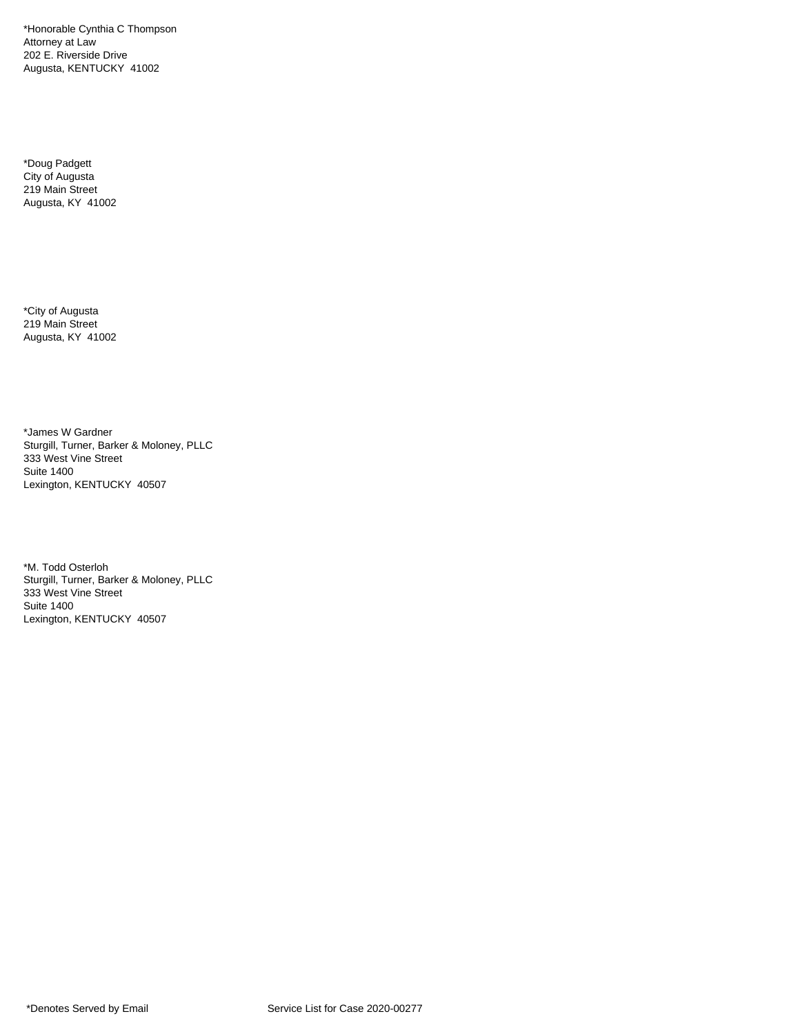*Honorable Cynthia C Thompson
Attorney at Law
202 E. Riverside Drive
Augusta, KENTUCKY  41002

*Doug Padgett
City of Augusta
219 Main Street
Augusta, KY  41002

*City of Augusta
219 Main Street
Augusta, KY  41002

*James W Gardner
Sturgill, Turner, Barker & Moloney, PLLC
333 West Vine Street
Suite 1400
Lexington, KENTUCKY  40507

*M. Todd Osterloh
Sturgill, Turner, Barker & Moloney, PLLC
333 West Vine Street
Suite 1400
Lexington, KENTUCKY  40507

*Denotes Served by Email

Service List for Case 2020-00277